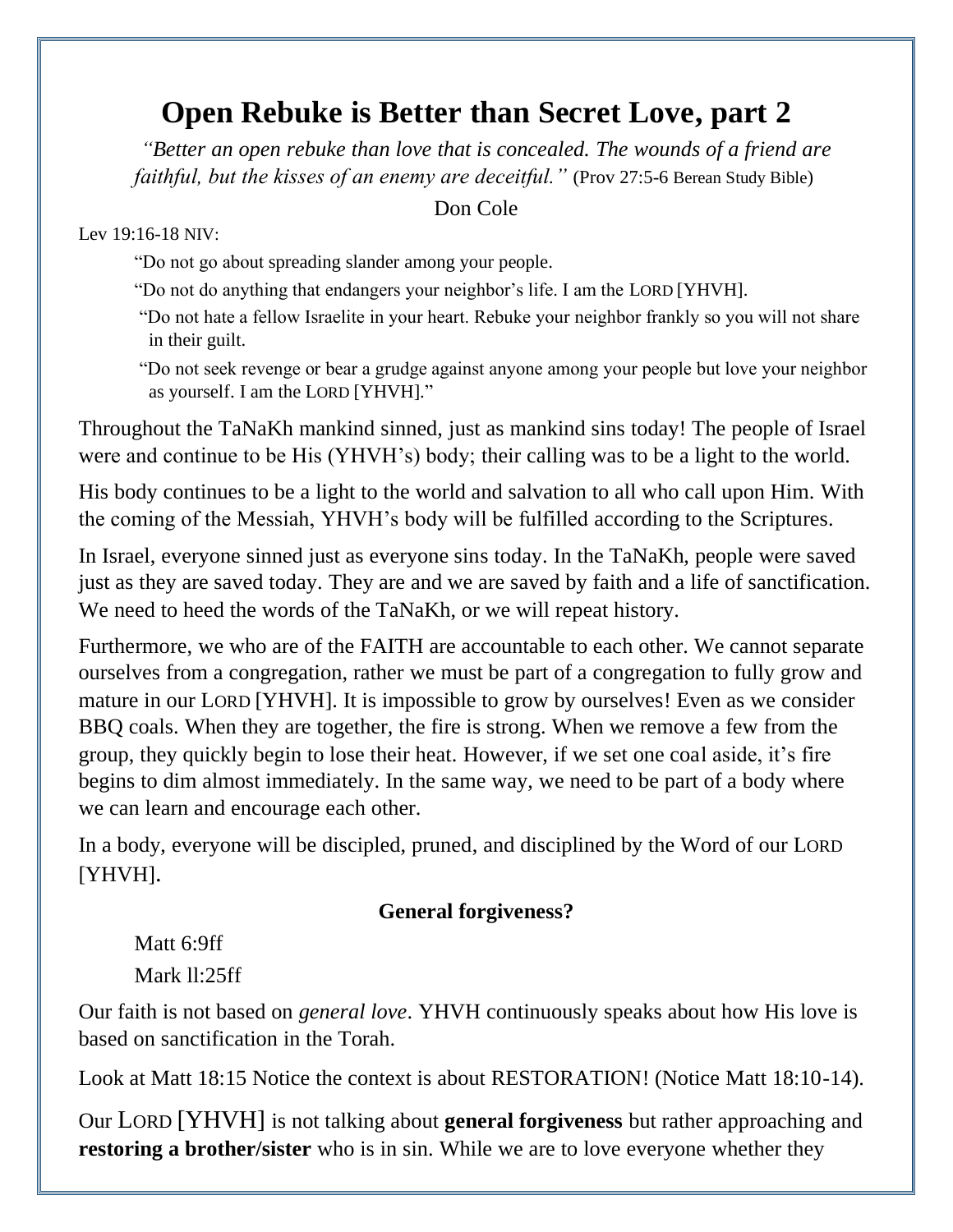# Open Rebuke is Better than Secret Love, part 2

*"Better an open rebuke than love that is concealed. The wounds of a friend are faithful, but the kisses of an enemy are deceitful."* (Prov 27:5-6 Berean Study Bible)

Don Cole

Lev 19:16-18 NIV:

> "Do not go about spreading slander among your people.
>
> "Do not do anything that endangers your neighbor's life. I am the LORD [YHVH].
>
> "Do not hate a fellow Israelite in your heart. Rebuke your neighbor frankly so you will not share in their guilt.
>
> "Do not seek revenge or bear a grudge against anyone among your people but love your neighbor as yourself. I am the LORD [YHVH]."

Throughout the TaNaKh mankind sinned, just as mankind sins today! The people of Israel were and continue to be His (YHVH's) body; their calling was to be a light to the world.

His body continues to be a light to the world and salvation to all who call upon Him. With the coming of the Messiah, YHVH's body will be fulfilled according to the Scriptures.

In Israel, everyone sinned just as everyone sins today. In the TaNaKh, people were saved just as they are saved today. They are and we are saved by faith and a life of sanctification. We need to heed the words of the TaNaKh, or we will repeat history.

Furthermore, we who are of the FAITH are accountable to each other. We cannot separate ourselves from a congregation, rather we must be part of a congregation to fully grow and mature in our LORD [YHVH]. It is impossible to grow by ourselves! Even as we consider BBQ coals. When they are together, the fire is strong. When we remove a few from the group, they quickly begin to lose their heat. However, if we set one coal aside, it's fire begins to dim almost immediately. In the same way, we need to be part of a body where we can learn and encourage each other.

In a body, everyone will be discipled, pruned, and disciplined by the Word of our LORD [YHVH].

**General forgiveness?**

Matt 6:9ff

Mark ll:25ff

Our faith is not based on *general love*. YHVH continuously speaks about how His love is based on sanctification in the Torah.

Look at Matt 18:15 Notice the context is about RESTORATION! (Notice Matt 18:10-14).

Our LORD [YHVH] is not talking about **general forgiveness** but rather approaching and **restoring a brother/sister** who is in sin. While we are to love everyone whether they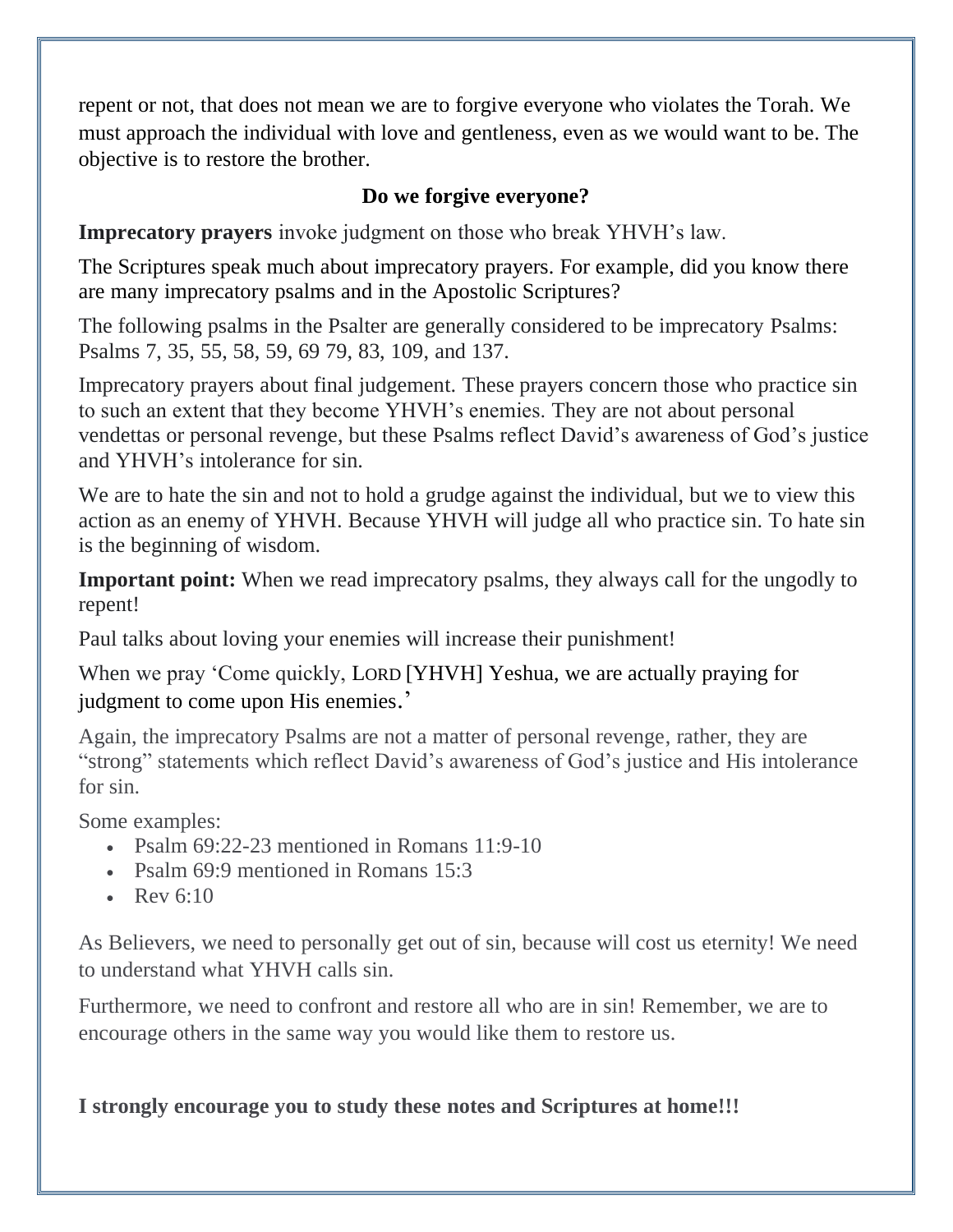repent or not, that does not mean we are to forgive everyone who violates the Torah. We must approach the individual with love and gentleness, even as we would want to be. The objective is to restore the brother.

## Do we forgive everyone?

**Imprecatory prayers** invoke judgment on those who break YHVH's law.

The Scriptures speak much about imprecatory prayers. For example, did you know there are many imprecatory psalms and in the Apostolic Scriptures?

The following psalms in the Psalter are generally considered to be imprecatory Psalms: Psalms 7, 35, 55, 58, 59, 69 79, 83, 109, and 137.

Imprecatory prayers about final judgement. These prayers concern those who practice sin to such an extent that they become YHVH's enemies. They are not about personal vendettas or personal revenge, but these Psalms reflect David's awareness of God's justice and YHVH's intolerance for sin.

We are to hate the sin and not to hold a grudge against the individual, but we to view this action as an enemy of YHVH. Because YHVH will judge all who practice sin. To hate sin is the beginning of wisdom.

**Important point:** When we read imprecatory psalms, they always call for the ungodly to repent!

Paul talks about loving your enemies will increase their punishment!

When we pray 'Come quickly, LORD [YHVH] Yeshua, we are actually praying for judgment to come upon His enemies.'

Again, the imprecatory Psalms are not a matter of personal revenge, rather, they are "strong" statements which reflect David's awareness of God's justice and His intolerance for sin.

Some examples:

- Psalm 69:22-23 mentioned in Romans 11:9-10
- Psalm 69:9 mentioned in Romans 15:3
- Rev 6:10

As Believers, we need to personally get out of sin, because will cost us eternity! We need to understand what YHVH calls sin.

Furthermore, we need to confront and restore all who are in sin! Remember, we are to encourage others in the same way you would like them to restore us.

**I strongly encourage you to study these notes and Scriptures at home!!!**